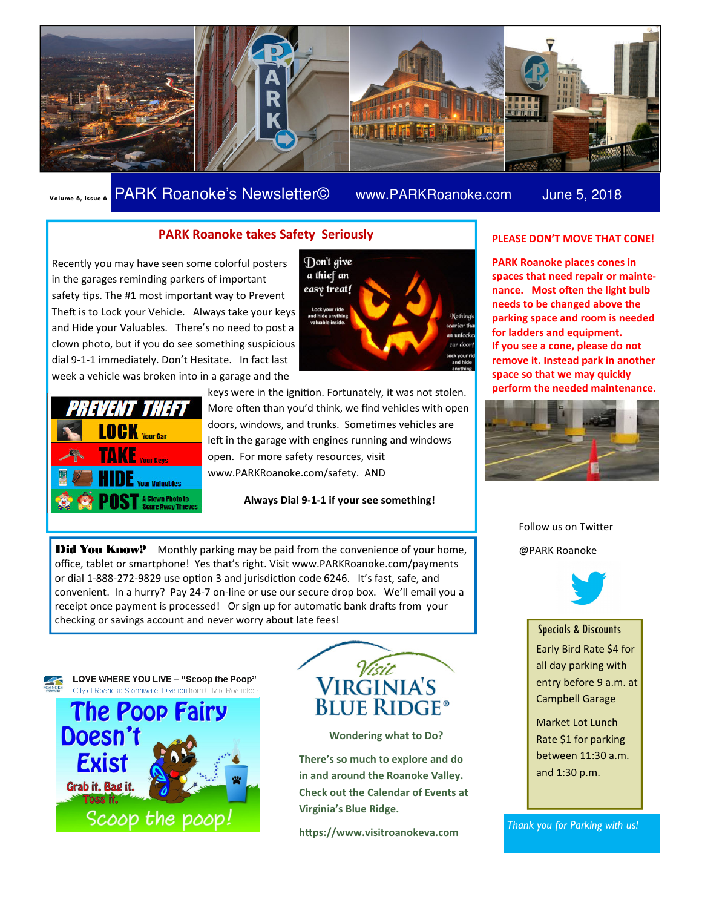Volume 6, Issue 6 PARK Roanoke's Newsletter© www.PARKRoanoke.com June 5, 2018

## PARK Roanoke takes Safety Seriously

Recently you may have seen some colorful posters in the garages reminding parkers of important safety tips. The #1 most important way to Prevent Theft is to Lock your Vehicle. Always take your keys and Hide your Valuables. There's no need to post a clown photo, but if you do see something suspicious dial 9-1-1 immediately. Don't Hesitate. In fact last week a vehicle was broken into in a garage and the keys were in the ignition. Fortunately, it was not stolen. More often than you'd think, we find vehicles with open doors, windows, and trunks. Sometimes vehicles are left in the garage with engines running and windows open. For more safety resources, visit www.PARKRoanoke.com/safety. AND

Don't give a thief an easy treat! Lock your ride and hide anything valuable inside. Nothing's scarier than an unlocked car door! Lock your ride and hide anything

PREVENT THEFT
LOCK Your Car
TAKE Your Keys
HIDE Your Valuables
POST A Clown Photo to Scare Away Thieves

**Always Dial 9-1-1 if your see something!**

**Did You Know?** Monthly parking may be paid from the convenience of your home, office, tablet or smartphone! Yes that's right. Visit www.PARKRoanoke.com/payments or dial 1-888-272-9829 use option 3 and jurisdiction code 6246. It's fast, safe, and convenient. In a hurry? Pay 24-7 on-line or use our secure drop box. We'll email you a receipt once payment is processed! Or sign up for automatic bank drafts from your checking or savings account and never worry about late fees!

LOVE WHERE YOU LIVE – "Scoop the Poop"
City of Roanoke Stormwater Division from City of Roanoke

The Poop Fairy Doesn't Exist
Grab it. Bag it. Toss it.
Scoop the poop!

Visit VIRGINIA'S BLUE RIDGE®

**Wondering what to Do?**

**There's so much to explore and do in and around the Roanoke Valley. Check out the Calendar of Events at Virginia's Blue Ridge.**

**https://www.visitroanokeva.com**

## PLEASE DON'T MOVE THAT CONE!

**PARK Roanoke places cones in spaces that need repair or maintenance. Most often the light bulb needs to be changed above the parking space and room is needed for ladders and equipment. If you see a cone, please do not remove it. Instead park in another space so that we may quickly perform the needed maintenance.**

Follow us on Twitter

@PARK Roanoke

### Specials & Discounts

Early Bird Rate $4 for all day parking with entry before 9 a.m. at Campbell Garage

Market Lot Lunch Rate $1 for parking between 11:30 a.m. and 1:30 p.m.

*Thank you for Parking with us!*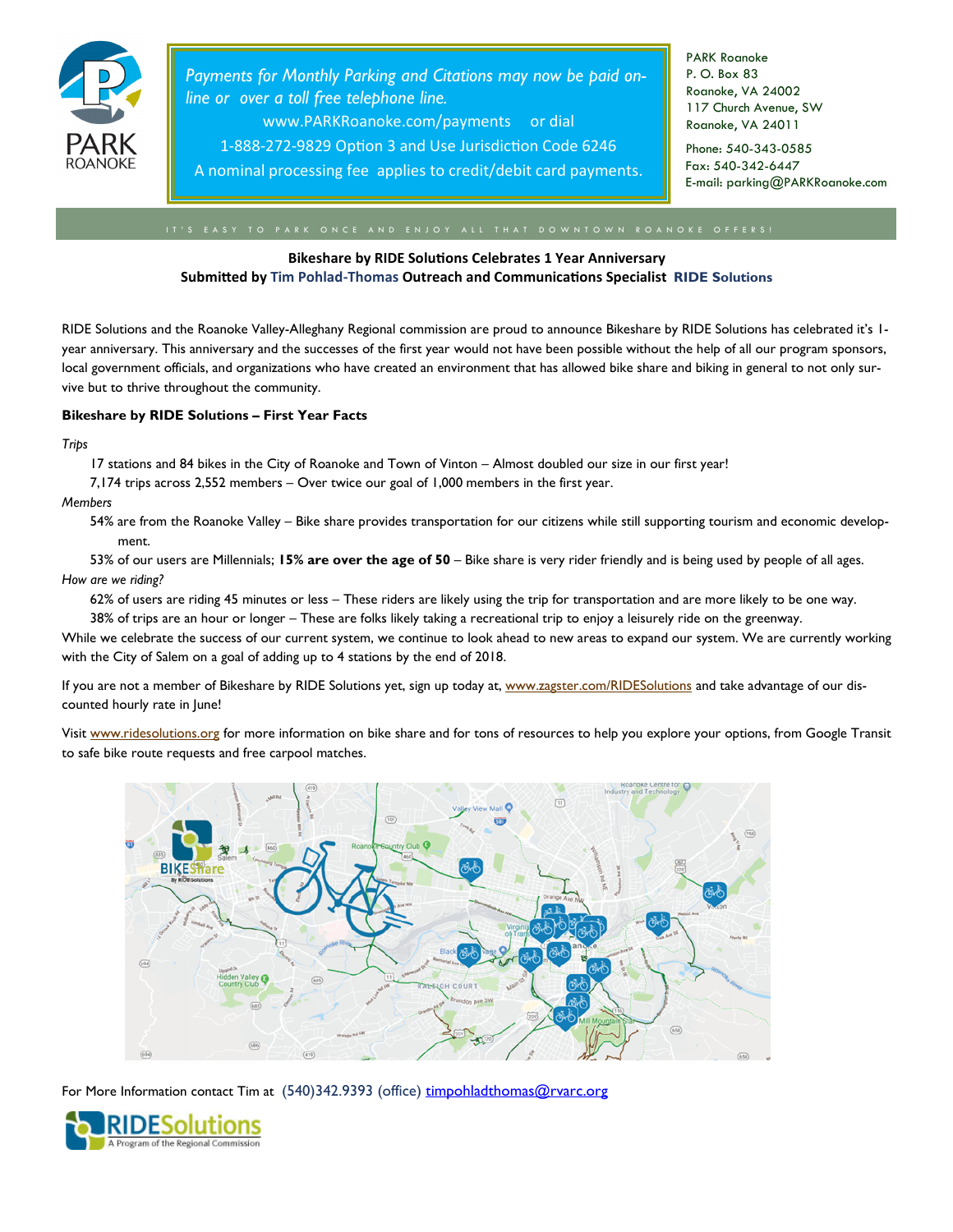PARK Roanoke
P. O. Box 83
Roanoke, VA 24002
117 Church Avenue, SW
Roanoke, VA 24011

Phone: 540-343-0585
Fax: 540-342-6447
E-mail: parking@PARKRoanoke.com

*Payments for Monthly Parking and Citations may now be paid on-line or over a toll free telephone line.*

www.PARKRoanoke.com/payments or dial
1-888-272-9829 Option 3 and Use Jurisdiction Code 6246
A nominal processing fee applies to credit/debit card payments.

IT'S EASY TO PARK ONCE AND ENJOY ALL THAT DOWNTOWN ROANOKE OFFERS!

## Bikeshare by RIDE Solutions Celebrates 1 Year Anniversary

**Submitted by Tim Pohlad-Thomas Outreach and Communications Specialist RIDE Solutions**

RIDE Solutions and the Roanoke Valley-Alleghany Regional commission are proud to announce Bikeshare by RIDE Solutions has celebrated it's 1-year anniversary. This anniversary and the successes of the first year would not have been possible without the help of all our program sponsors, local government officials, and organizations who have created an environment that has allowed bike share and biking in general to not only survive but to thrive throughout the community.

**Bikeshare by RIDE Solutions – First Year Facts**

*Trips*

17 stations and 84 bikes in the City of Roanoke and Town of Vinton – Almost doubled our size in our first year!

7,174 trips across 2,552 members – Over twice our goal of 1,000 members in the first year.

*Members*

54% are from the Roanoke Valley – Bike share provides transportation for our citizens while still supporting tourism and economic development.

53% of our users are Millennials; **15% are over the age of 50** – Bike share is very rider friendly and is being used by people of all ages.

*How are we riding?*

62% of users are riding 45 minutes or less – These riders are likely using the trip for transportation and are more likely to be one way.

38% of trips are an hour or longer – These are folks likely taking a recreational trip to enjoy a leisurely ride on the greenway.

While we celebrate the success of our current system, we continue to look ahead to new areas to expand our system. We are currently working with the City of Salem on a goal of adding up to 4 stations by the end of 2018.

If you are not a member of Bikeshare by RIDE Solutions yet, sign up today at, www.zagster.com/RIDESolutions and take advantage of our discounted hourly rate in June!

Visit www.ridesolutions.org for more information on bike share and for tons of resources to help you explore your options, from Google Transit to safe bike route requests and free carpool matches.

For More Information contact Tim at (540)342.9393 (office) timpohladthomas@rvarc.org

RIDESolutions
A Program of the Regional Commission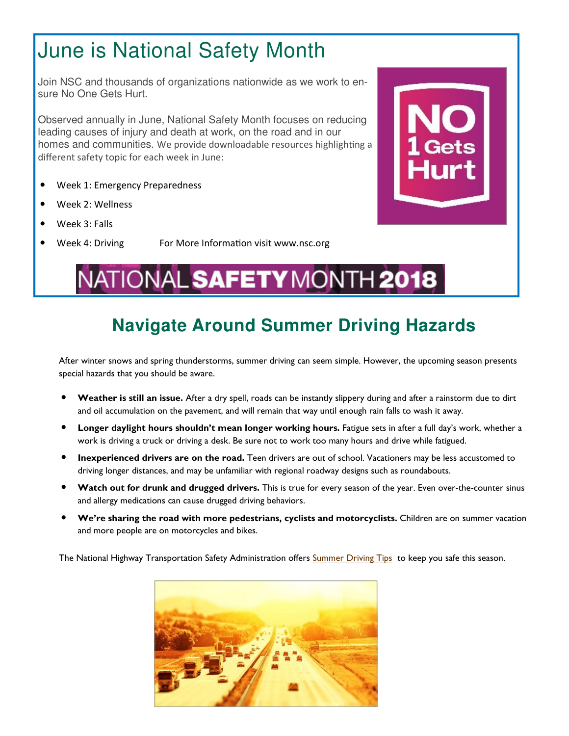# June is National Safety Month

Join NSC and thousands of organizations nationwide as we work to ensure No One Gets Hurt.

Observed annually in June, National Safety Month focuses on reducing leading causes of injury and death at work, on the road and in our homes and communities. We provide downloadable resources highlighting a different safety topic for each week in June:

- Week 1: Emergency Preparedness
- Week 2: Wellness
- Week 3: Falls
- Week 4: Driving

For More Information visit www.nsc.org

NO 1 Gets Hurt

NATIONAL SAFETY MONTH 2018

## Navigate Around Summer Driving Hazards

After winter snows and spring thunderstorms, summer driving can seem simple. However, the upcoming season presents special hazards that you should be aware.

- **Weather is still an issue.** After a dry spell, roads can be instantly slippery during and after a rainstorm due to dirt and oil accumulation on the pavement, and will remain that way until enough rain falls to wash it away.
- **Longer daylight hours shouldn't mean longer working hours.** Fatigue sets in after a full day's work, whether a work is driving a truck or driving a desk. Be sure not to work too many hours and drive while fatigued.
- **Inexperienced drivers are on the road.** Teen drivers are out of school. Vacationers may be less accustomed to driving longer distances, and may be unfamiliar with regional roadway designs such as roundabouts.
- **Watch out for drunk and drugged drivers.** This is true for every season of the year. Even over-the-counter sinus and allergy medications can cause drugged driving behaviors.
- **We're sharing the road with more pedestrians, cyclists and motorcyclists.** Children are on summer vacation and more people are on motorcycles and bikes.

The National Highway Transportation Safety Administration offers Summer Driving Tips to keep you safe this season.